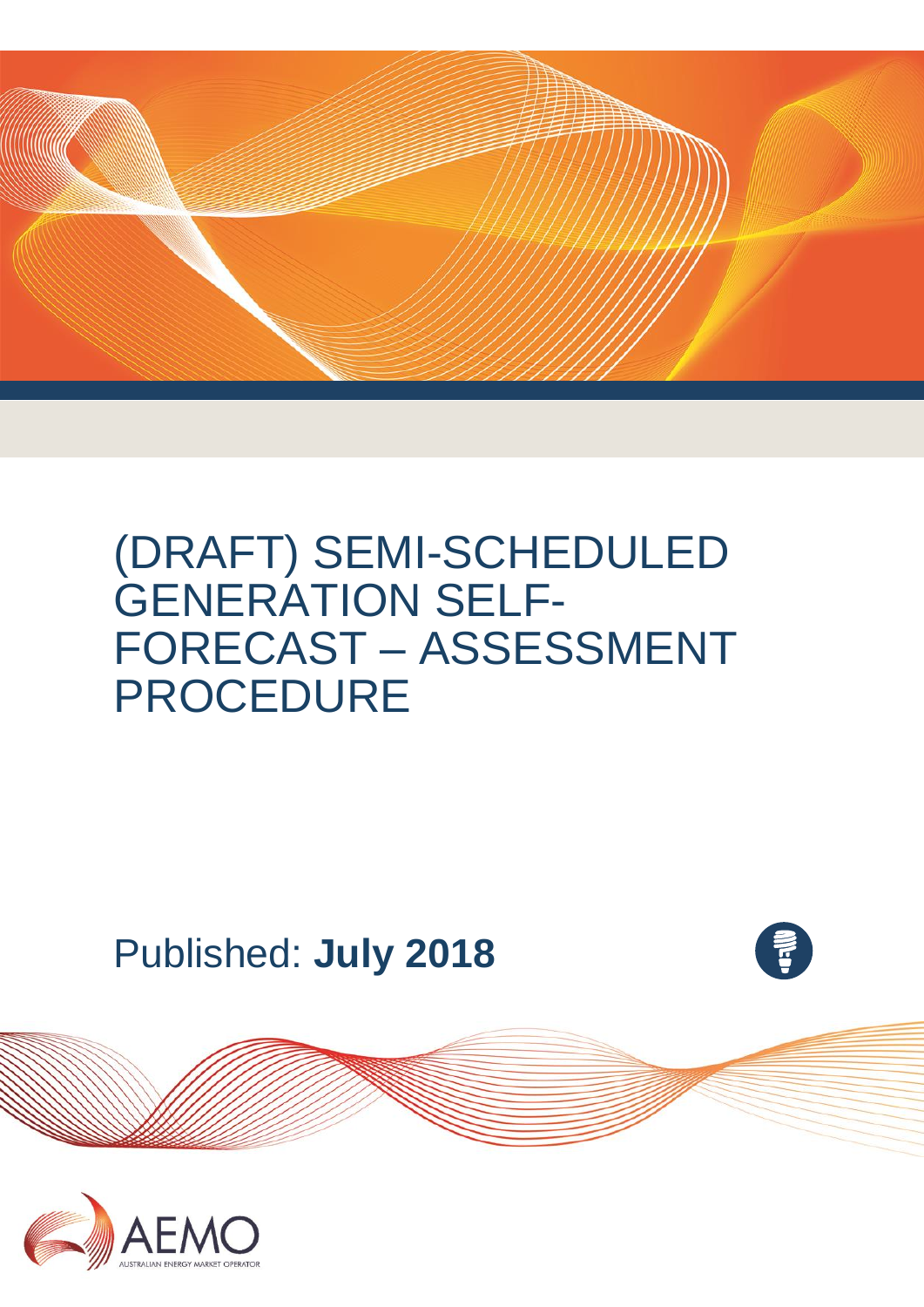# (DRAFT) SEMI-SCHEDULED GENERATION SELF-FORECAST – ASSESSMENT PROCEDURE

Published: **July 2018**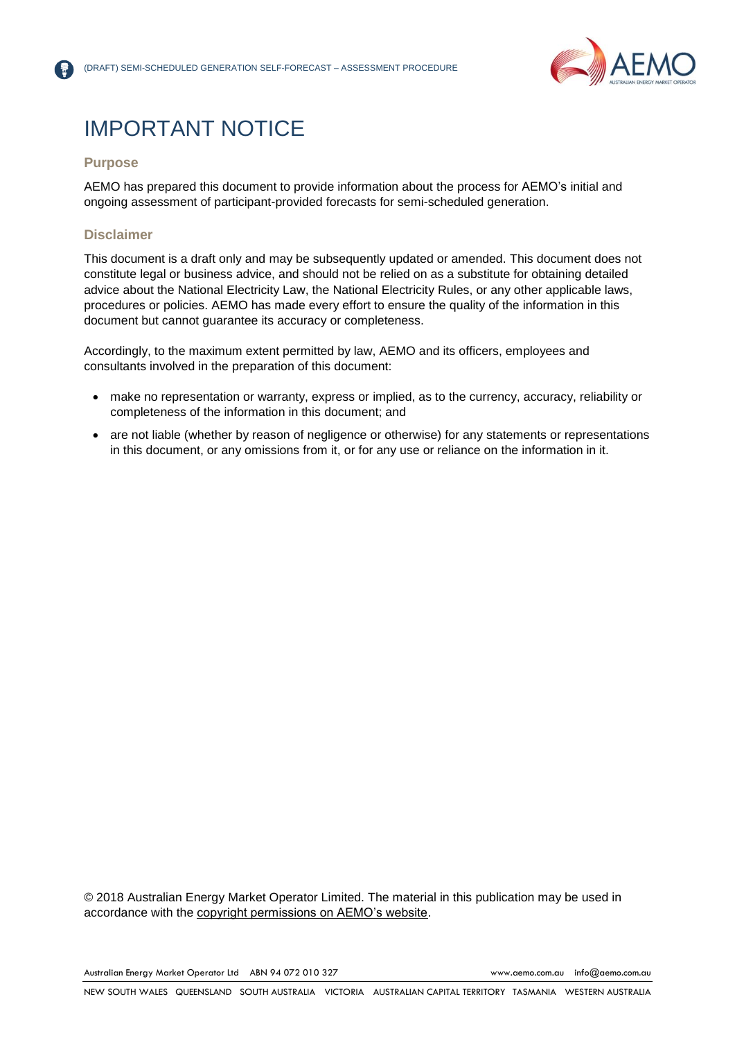# IMPORTANT NOTICE

### Purpose

AEMO has prepared this document to provide information about the process for AEMO's initial and ongoing assessment of participant-provided forecasts for semi-scheduled generation.

### Disclaimer

This document is a draft only and may be subsequently updated or amended. This document does not constitute legal or business advice, and should not be relied on as a substitute for obtaining detailed advice about the National Electricity Law, the National Electricity Rules, or any other applicable laws, procedures or policies. AEMO has made every effort to ensure the quality of the information in this document but cannot guarantee its accuracy or completeness.

Accordingly, to the maximum extent permitted by law, AEMO and its officers, employees and consultants involved in the preparation of this document:

- make no representation or warranty, express or implied, as to the currency, accuracy, reliability or completeness of the information in this document; and
- are not liable (whether by reason of negligence or otherwise) for any statements or representations in this document, or any omissions from it, or for any use or reliance on the information in it.

© 2018 Australian Energy Market Operator Limited. The material in this publication may be used in accordance with the copyright permissions on AEMO's website.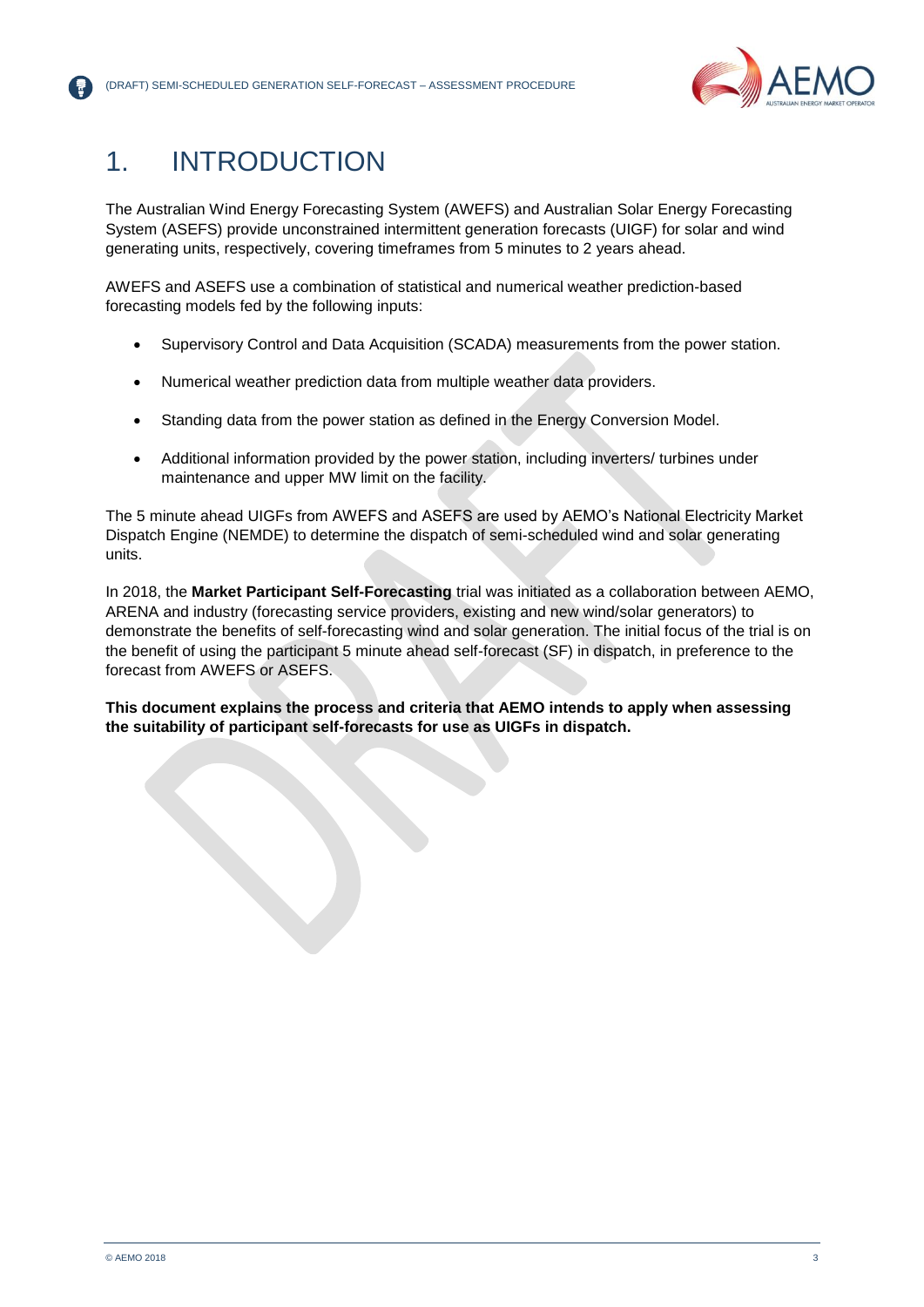# 1. INTRODUCTION

The Australian Wind Energy Forecasting System (AWEFS) and Australian Solar Energy Forecasting System (ASEFS) provide unconstrained intermittent generation forecasts (UIGF) for solar and wind generating units, respectively, covering timeframes from 5 minutes to 2 years ahead.

AWEFS and ASEFS use a combination of statistical and numerical weather prediction-based forecasting models fed by the following inputs:

- Supervisory Control and Data Acquisition (SCADA) measurements from the power station.
- Numerical weather prediction data from multiple weather data providers.
- Standing data from the power station as defined in the Energy Conversion Model.
- Additional information provided by the power station, including inverters/ turbines under maintenance and upper MW limit on the facility.

The 5 minute ahead UIGFs from AWEFS and ASEFS are used by AEMO's National Electricity Market Dispatch Engine (NEMDE) to determine the dispatch of semi-scheduled wind and solar generating units.

In 2018, the **Market Participant Self-Forecasting** trial was initiated as a collaboration between AEMO, ARENA and industry (forecasting service providers, existing and new wind/solar generators) to demonstrate the benefits of self-forecasting wind and solar generation. The initial focus of the trial is on the benefit of using the participant 5 minute ahead self-forecast (SF) in dispatch, in preference to the forecast from AWEFS or ASEFS.

**This document explains the process and criteria that AEMO intends to apply when assessing the suitability of participant self-forecasts for use as UIGFs in dispatch.**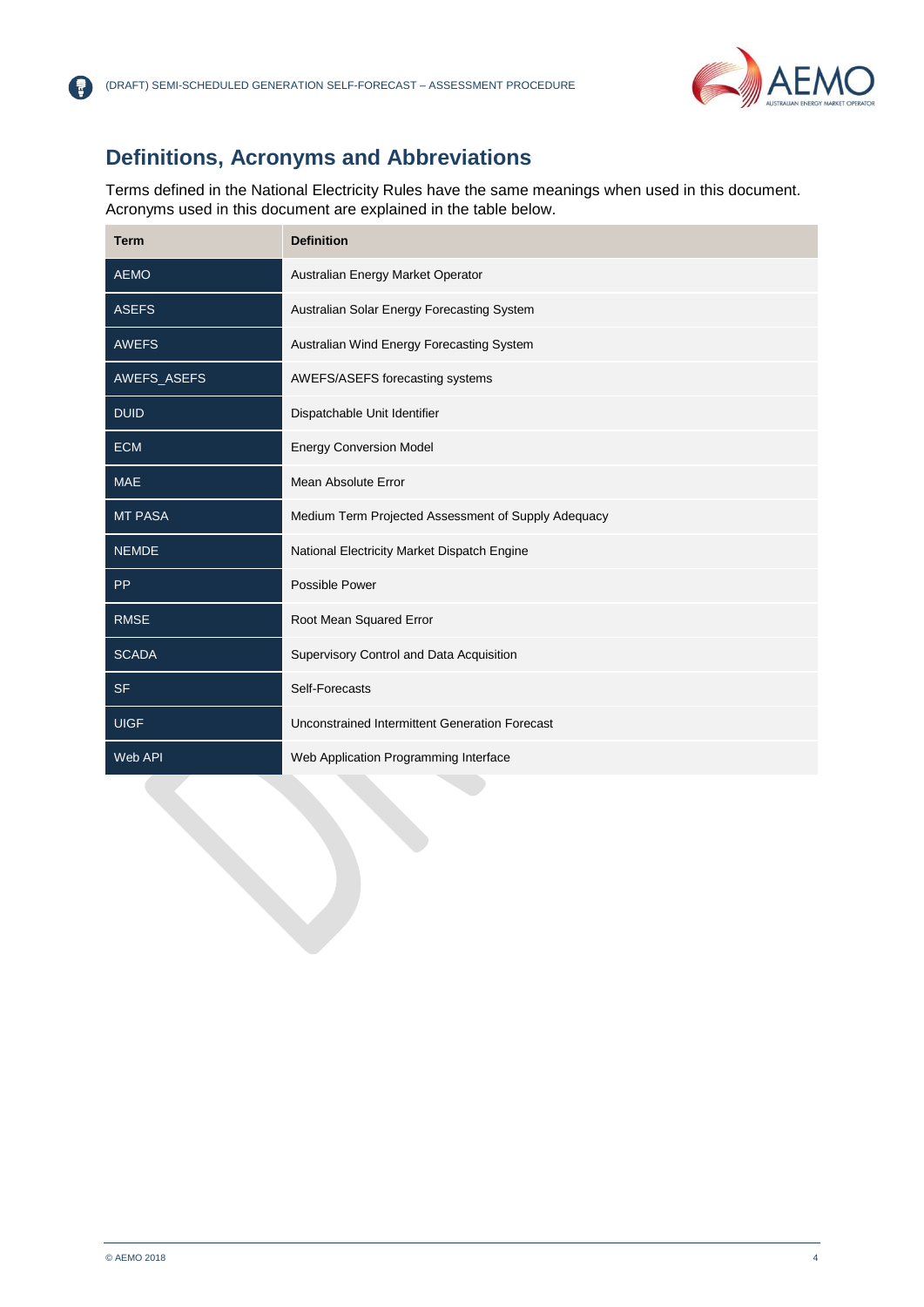## Definitions, Acronyms and Abbreviations

Terms defined in the National Electricity Rules have the same meanings when used in this document. Acronyms used in this document are explained in the table below.

| Term | Definition |
|---|---|
| AEMO | Australian Energy Market Operator |
| ASEFS | Australian Solar Energy Forecasting System |
| AWEFS | Australian Wind Energy Forecasting System |
| AWEFS_ASEFS | AWEFS/ASEFS forecasting systems |
| DUID | Dispatchable Unit Identifier |
| ECM | Energy Conversion Model |
| MAE | Mean Absolute Error |
| MT PASA | Medium Term Projected Assessment of Supply Adequacy |
| NEMDE | National Electricity Market Dispatch Engine |
| PP | Possible Power |
| RMSE | Root Mean Squared Error |
| SCADA | Supervisory Control and Data Acquisition |
| SF | Self-Forecasts |
| UIGF | Unconstrained Intermittent Generation Forecast |
| Web API | Web Application Programming Interface |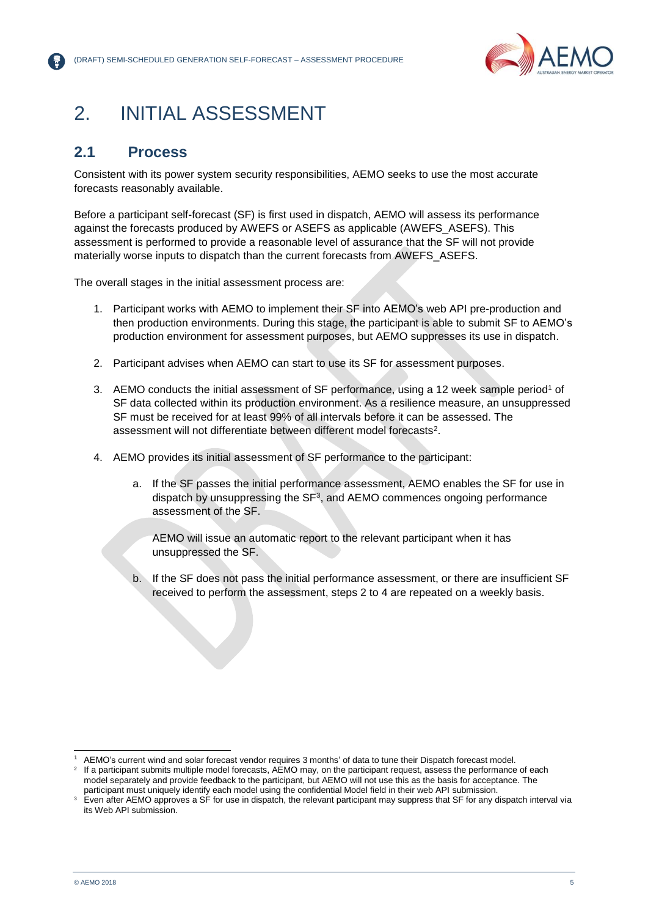# 2. INITIAL ASSESSMENT

## 2.1 Process

Consistent with its power system security responsibilities, AEMO seeks to use the most accurate forecasts reasonably available.

Before a participant self-forecast (SF) is first used in dispatch, AEMO will assess its performance against the forecasts produced by AWEFS or ASEFS as applicable (AWEFS_ASEFS). This assessment is performed to provide a reasonable level of assurance that the SF will not provide materially worse inputs to dispatch than the current forecasts from AWEFS_ASEFS.

The overall stages in the initial assessment process are:

1. Participant works with AEMO to implement their SF into AEMO's web API pre-production and then production environments. During this stage, the participant is able to submit SF to AEMO's production environment for assessment purposes, but AEMO suppresses its use in dispatch.

2. Participant advises when AEMO can start to use its SF for assessment purposes.

3. AEMO conducts the initial assessment of SF performance, using a 12 week sample period[1] of SF data collected within its production environment. As a resilience measure, an unsuppressed SF must be received for at least 99% of all intervals before it can be assessed. The assessment will not differentiate between different model forecasts[2].

4. AEMO provides its initial assessment of SF performance to the participant:

   a. If the SF passes the initial performance assessment, AEMO enables the SF for use in dispatch by unsuppressing the SF[3], and AEMO commences ongoing performance assessment of the SF.

      AEMO will issue an automatic report to the relevant participant when it has unsuppressed the SF.

   b. If the SF does not pass the initial performance assessment, or there are insufficient SF received to perform the assessment, steps 2 to 4 are repeated on a weekly basis.

---

[1] AEMO's current wind and solar forecast vendor requires 3 months' of data to tune their Dispatch forecast model.

[2] If a participant submits multiple model forecasts, AEMO may, on the participant request, assess the performance of each model separately and provide feedback to the participant, but AEMO will not use this as the basis for acceptance. The participant must uniquely identify each model using the confidential Model field in their web API submission.

[3] Even after AEMO approves a SF for use in dispatch, the relevant participant may suppress that SF for any dispatch interval via its Web API submission.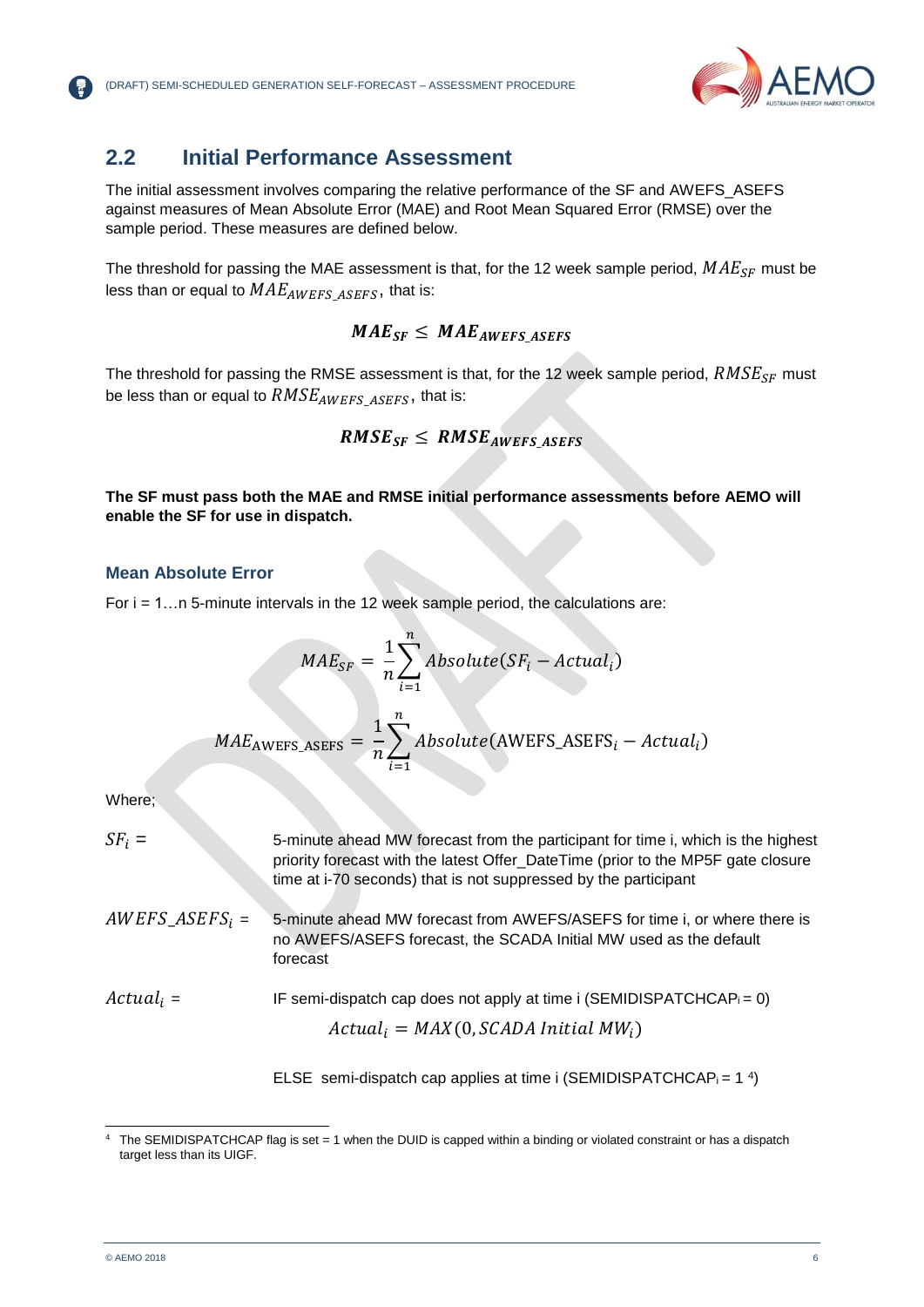## 2.2 Initial Performance Assessment

The initial assessment involves comparing the relative performance of the SF and AWEFS_ASEFS against measures of Mean Absolute Error (MAE) and Root Mean Squared Error (RMSE) over the sample period. These measures are defined below.

The threshold for passing the MAE assessment is that, for the 12 week sample period, $MAE_{SF}$ must be less than or equal to $MAE_{AWEFS\_ASEFS}$, that is:

$$\boldsymbol{MAE_{SF} \leq MAE_{AWEFS\_ASEFS}}$$

The threshold for passing the RMSE assessment is that, for the 12 week sample period, $RMSE_{SF}$ must be less than or equal to $RMSE_{AWEFS\_ASEFS}$, that is:

$$\boldsymbol{RMSE_{SF} \leq RMSE_{AWEFS\_ASEFS}}$$

**The SF must pass both the MAE and RMSE initial performance assessments before AEMO will enable the SF for use in dispatch.**

### Mean Absolute Error

For i = 1…n 5-minute intervals in the 12 week sample period, the calculations are:

$$MAE_{SF} = \frac{1}{n}\sum_{i=1}^{n} Absolute(SF_i - Actual_i)$$

$$MAE_{\text{AWEFS\_ASEFS}} = \frac{1}{n}\sum_{i=1}^{n} Absolute(\text{AWEFS\_ASEFS}_i - Actual_i)$$

Where;

$SF_i =$ 5-minute ahead MW forecast from the participant for time i, which is the highest priority forecast with the latest Offer_DateTime (prior to the MP5F gate closure time at i-70 seconds) that is not suppressed by the participant

$AWEFS\_ASEFS_i =$ 5-minute ahead MW forecast from AWEFS/ASEFS for time i, or where there is no AWEFS/ASEFS forecast, the SCADA Initial MW used as the default forecast

$Actual_i =$ IF semi-dispatch cap does not apply at time i ($SEMIDISPATCHCAP_i = 0$)

$$Actual_i = MAX(0, SCADA\ Initial\ MW_i)$$

ELSE semi-dispatch cap applies at time i ($SEMIDISPATCHCAP_i = 1$ [4])

[4] The SEMIDISPATCHCAP flag is set = 1 when the DUID is capped within a binding or violated constraint or has a dispatch target less than its UIGF.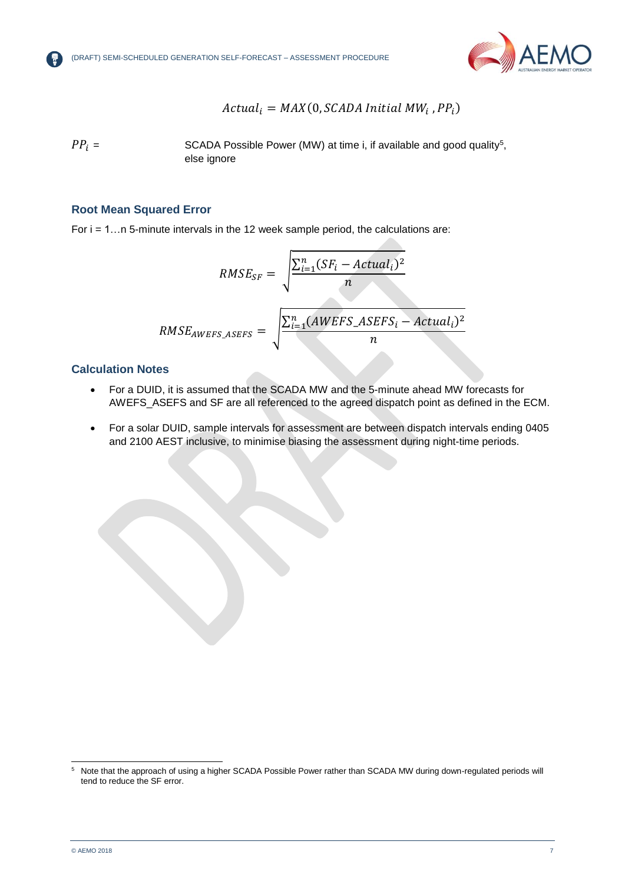$$Actual_i = MAX(0, SCADA\ Initial\ MW_i\ , PP_i)$$

$PP_i$ = SCADA Possible Power (MW) at time i, if available and good quality[5], else ignore

### Root Mean Squared Error

For i = 1…n 5-minute intervals in the 12 week sample period, the calculations are:

$$RMSE_{SF} = \sqrt{\frac{\sum_{i=1}^{n}(SF_i - Actual_i)^2}{n}}$$

$$RMSE_{AWEFS\_ASEFS} = \sqrt{\frac{\sum_{i=1}^{n}(AWEFS\_ASEFS_i - Actual_i)^2}{n}}$$

### Calculation Notes

- For a DUID, it is assumed that the SCADA MW and the 5-minute ahead MW forecasts for AWEFS_ASEFS and SF are all referenced to the agreed dispatch point as defined in the ECM.
- For a solar DUID, sample intervals for assessment are between dispatch intervals ending 0405 and 2100 AEST inclusive, to minimise biasing the assessment during night-time periods.

---

[5] Note that the approach of using a higher SCADA Possible Power rather than SCADA MW during down-regulated periods will tend to reduce the SF error.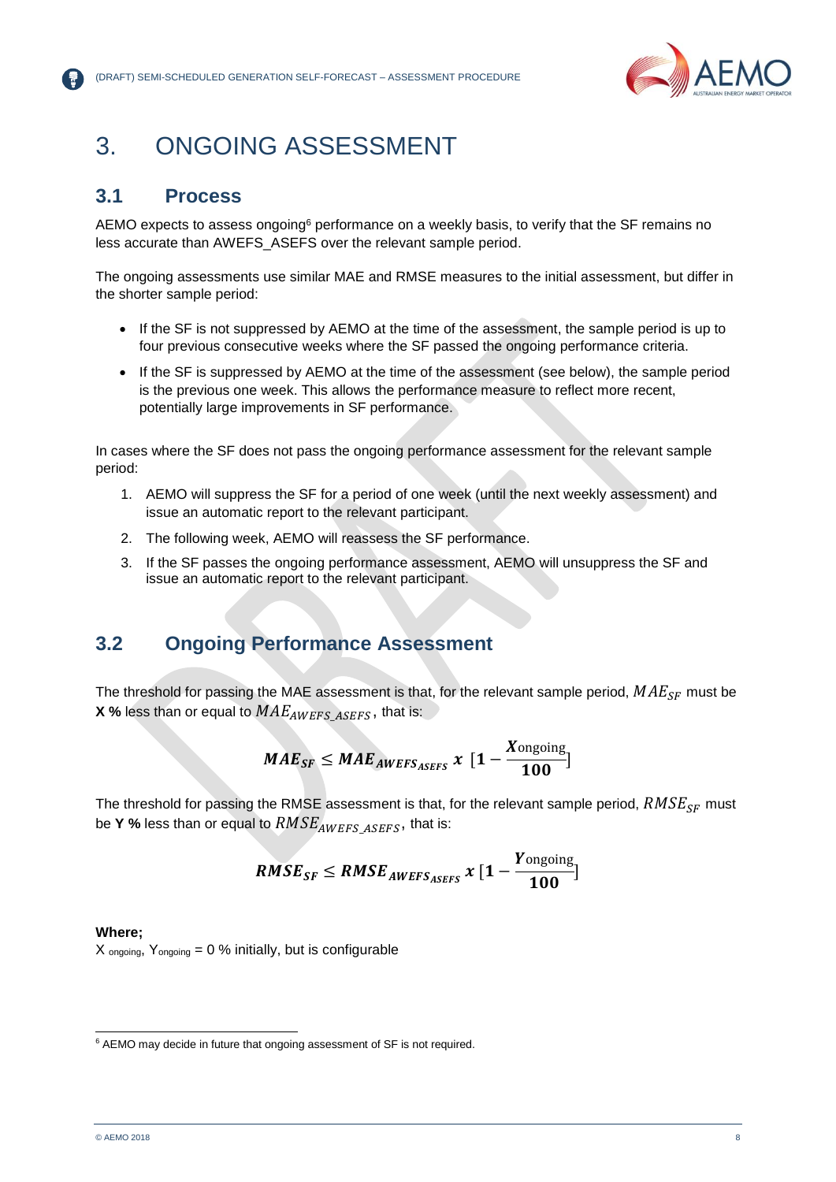# 3. ONGOING ASSESSMENT

## 3.1 Process

AEMO expects to assess ongoing[6] performance on a weekly basis, to verify that the SF remains no less accurate than AWEFS_ASEFS over the relevant sample period.

The ongoing assessments use similar MAE and RMSE measures to the initial assessment, but differ in the shorter sample period:

- If the SF is not suppressed by AEMO at the time of the assessment, the sample period is up to four previous consecutive weeks where the SF passed the ongoing performance criteria.
- If the SF is suppressed by AEMO at the time of the assessment (see below), the sample period is the previous one week. This allows the performance measure to reflect more recent, potentially large improvements in SF performance.

In cases where the SF does not pass the ongoing performance assessment for the relevant sample period:

1. AEMO will suppress the SF for a period of one week (until the next weekly assessment) and issue an automatic report to the relevant participant.
2. The following week, AEMO will reassess the SF performance.
3. If the SF passes the ongoing performance assessment, AEMO will unsuppress the SF and issue an automatic report to the relevant participant.

## 3.2 Ongoing Performance Assessment

The threshold for passing the MAE assessment is that, for the relevant sample period, $MAE_{SF}$ must be **X %** less than or equal to $MAE_{AWEFS\_ASEFS}$, that is:

$$\boldsymbol{MAE_{SF} \leq MAE_{AWEFS_{ASEFS}}\ x\ [1 - \frac{X_{\text{ongoing}}}{100}]}$$

The threshold for passing the RMSE assessment is that, for the relevant sample period, $RMSE_{SF}$ must be **Y %** less than or equal to $RMSE_{AWEFS\_ASEFS}$, that is:

$$\boldsymbol{RMSE_{SF} \leq RMSE_{AWEFS_{ASEFS}}\ x\ [1 - \frac{Y_{\text{ongoing}}}{100}]}$$

**Where;**

$X_{\text{ongoing}}$, $Y_{\text{ongoing}}$ = 0 % initially, but is configurable

---

[6] AEMO may decide in future that ongoing assessment of SF is not required.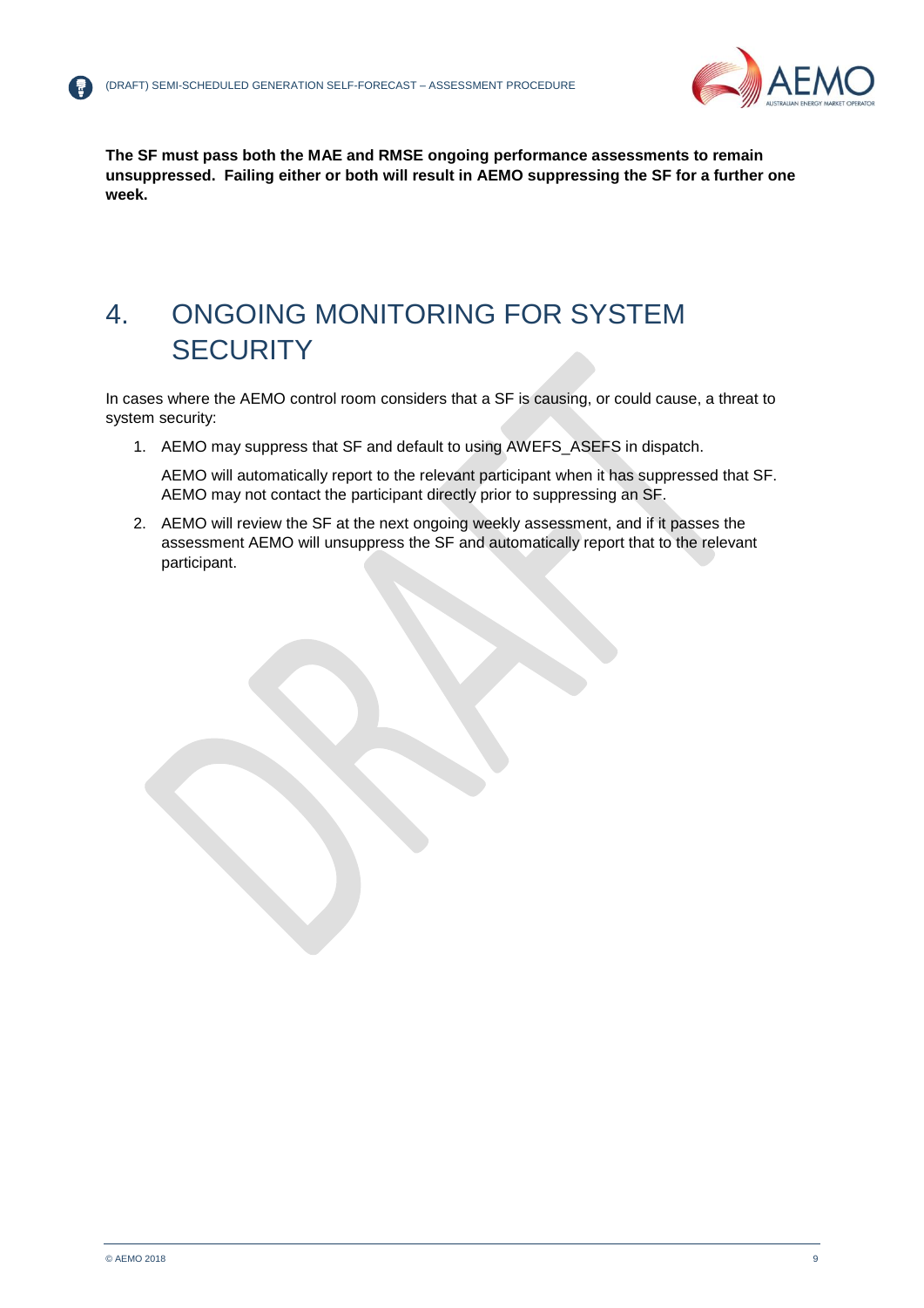**The SF must pass both the MAE and RMSE ongoing performance assessments to remain unsuppressed. Failing either or both will result in AEMO suppressing the SF for a further one week.**

# 4. ONGOING MONITORING FOR SYSTEM SECURITY

In cases where the AEMO control room considers that a SF is causing, or could cause, a threat to system security:

1. AEMO may suppress that SF and default to using AWEFS_ASEFS in dispatch.

   AEMO will automatically report to the relevant participant when it has suppressed that SF. AEMO may not contact the participant directly prior to suppressing an SF.

2. AEMO will review the SF at the next ongoing weekly assessment, and if it passes the assessment AEMO will unsuppress the SF and automatically report that to the relevant participant.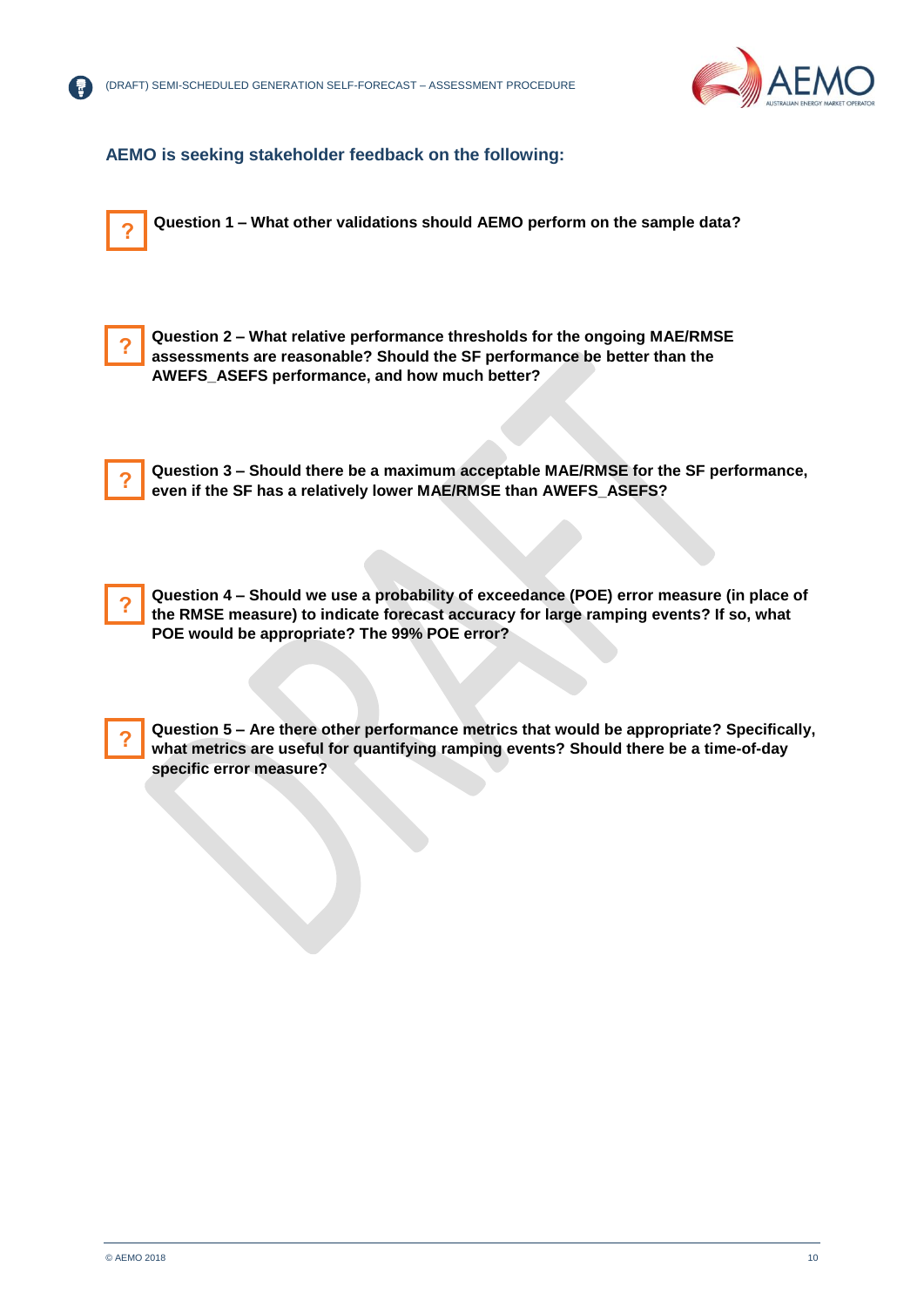### AEMO is seeking stakeholder feedback on the following:

**Question 1 – What other validations should AEMO perform on the sample data?**

**Question 2 – What relative performance thresholds for the ongoing MAE/RMSE assessments are reasonable? Should the SF performance be better than the AWEFS_ASEFS performance, and how much better?**

**Question 3 – Should there be a maximum acceptable MAE/RMSE for the SF performance, even if the SF has a relatively lower MAE/RMSE than AWEFS_ASEFS?**

**Question 4 – Should we use a probability of exceedance (POE) error measure (in place of the RMSE measure) to indicate forecast accuracy for large ramping events? If so, what POE would be appropriate? The 99% POE error?**

**Question 5 – Are there other performance metrics that would be appropriate? Specifically, what metrics are useful for quantifying ramping events? Should there be a time-of-day specific error measure?**